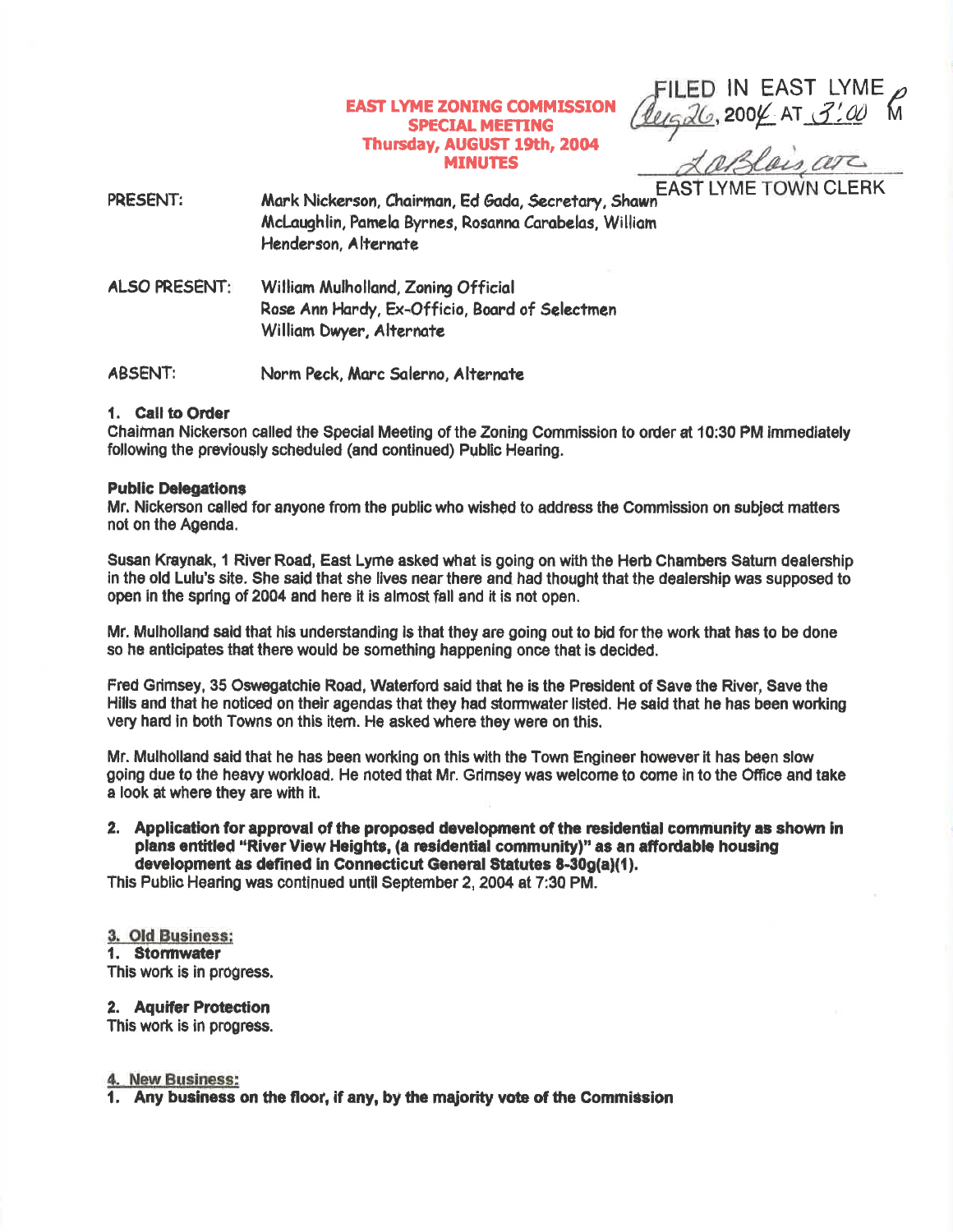FILED IN EAST LYME
Aug 26, 2004 AT 3:00 PM
LaBlois, asc
EAST LYME TOWN CLERK

# EAST LYME ZONING COMMISSION
## SPECIAL MEETING
## Thursday, AUGUST 19th, 2004
## MINUTES

PRESENT: Mark Nickerson, Chairman, Ed Gada, Secretary, Shawn McLaughlin, Pamela Byrnes, Rosanna Carabelas, William Henderson, Alternate

ALSO PRESENT: William Mulholland, Zoning Official
Rose Ann Hardy, Ex-Officio, Board of Selectmen
William Dwyer, Alternate

ABSENT: Norm Peck, Marc Salerno, Alternate

**1. Call to Order**
Chairman Nickerson called the Special Meeting of the Zoning Commission to order at 10:30 PM immediately following the previously scheduled (and continued) Public Hearing.

**Public Delegations**
Mr. Nickerson called for anyone from the public who wished to address the Commission on subject matters not on the Agenda.

Susan Kraynak, 1 River Road, East Lyme asked what is going on with the Herb Chambers Saturn dealership in the old Lulu's site. She said that she lives near there and had thought that the dealership was supposed to open in the spring of 2004 and here it is almost fall and it is not open.

Mr. Mulholland said that his understanding is that they are going out to bid for the work that has to be done so he anticipates that there would be something happening once that is decided.

Fred Grimsey, 35 Oswegatchie Road, Waterford said that he is the President of Save the River, Save the Hills and that he noticed on their agendas that they had stormwater listed. He said that he has been working very hard in both Towns on this item. He asked where they were on this.

Mr. Mulholland said that he has been working on this with the Town Engineer however it has been slow going due to the heavy workload. He noted that Mr. Grimsey was welcome to come in to the Office and take a look at where they are with it.

**2. Application for approval of the proposed development of the residential community as shown in plans entitled "River View Heights, (a residential community)" as an affordable housing development as defined in Connecticut General Statutes 8-30g(a)(1).**
This Public Hearing was continued until September 2, 2004 at 7:30 PM.

**3. Old Business:**

**1. Stormwater**
This work is in progress.

**2. Aquifer Protection**
This work is in progress.

**4. New Business:**

**1. Any business on the floor, if any, by the majority vote of the Commission**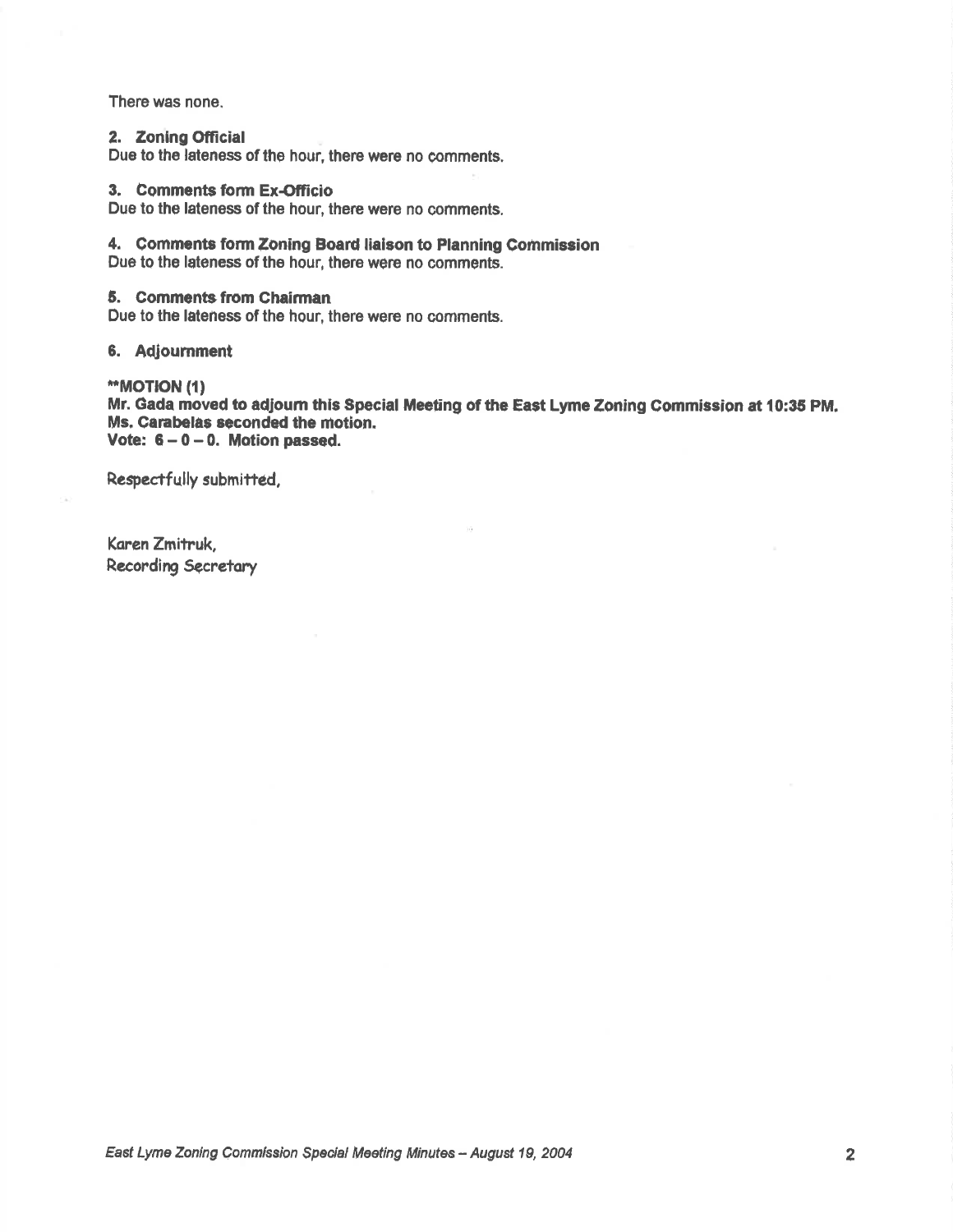There was none.

**2. Zoning Official**

Due to the lateness of the hour, there were no comments.

**3. Comments form Ex-Officio**

Due to the lateness of the hour, there were no comments.

**4. Comments form Zoning Board liaison to Planning Commission**

Due to the lateness of the hour, there were no comments.

**5. Comments from Chairman**

Due to the lateness of the hour, there were no comments.

**6. Adjournment**

****MOTION (1)**
**Mr. Gada moved to adjourn this Special Meeting of the East Lyme Zoning Commission at 10:35 PM.**
**Ms. Carabelas seconded the motion.**
**Vote: 6 – 0 – 0. Motion passed.**

Respectfully submitted,

Karen Zmitruk,
Recording Secretary